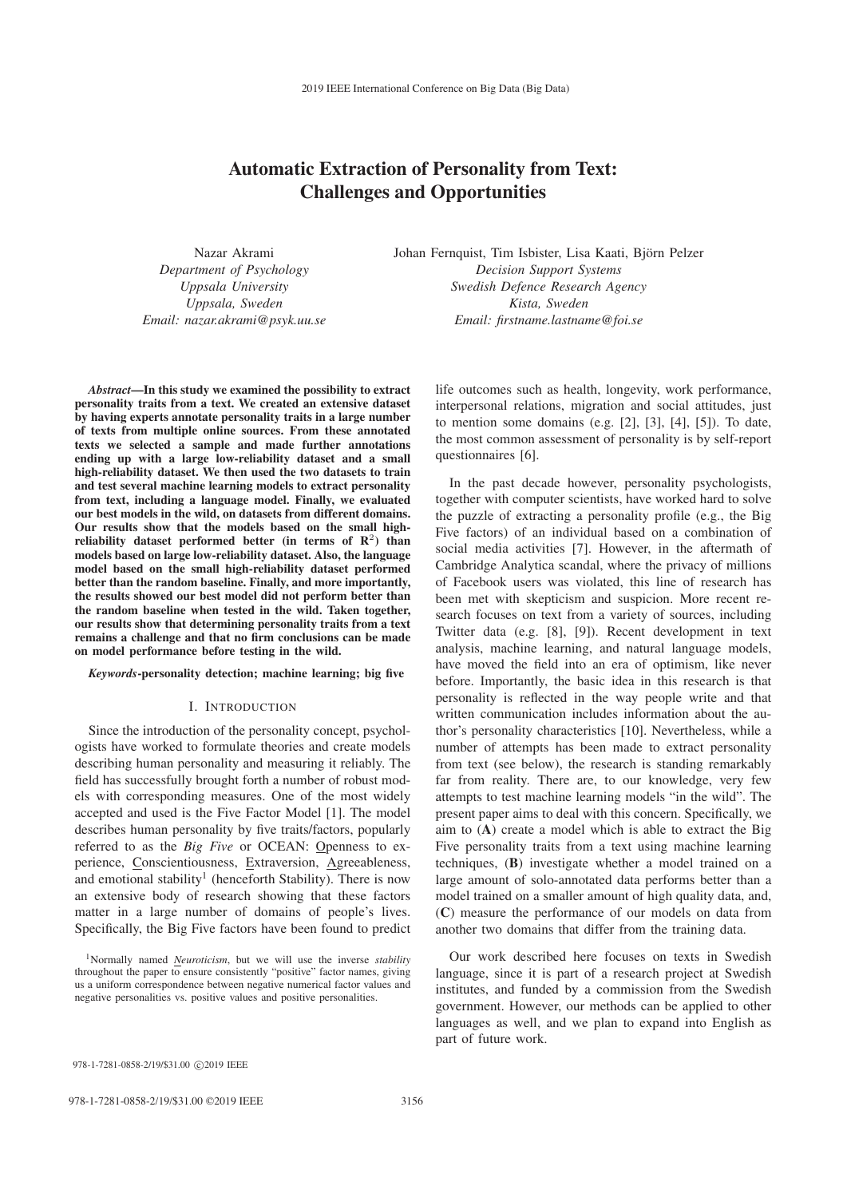# Automatic Extraction of Personality from Text: Challenges and Opportunities

Nazar Akrami
*Department of Psychology*
*Uppsala University*
*Uppsala, Sweden*
*Email: nazar.akrami@psyk.uu.se*

Johan Fernquist, Tim Isbister, Lisa Kaati, Björn Pelzer
*Decision Support Systems*
*Swedish Defence Research Agency*
*Kista, Sweden*
*Email: firstname.lastname@foi.se*

***Abstract*—In this study we examined the possibility to extract personality traits from a text. We created an extensive dataset by having experts annotate personality traits in a large number of texts from multiple online sources. From these annotated texts we selected a sample and made further annotations ending up with a large low-reliability dataset and a small high-reliability dataset. We then used the two datasets to train and test several machine learning models to extract personality from text, including a language model. Finally, we evaluated our best models in the wild, on datasets from different domains. Our results show that the models based on the small high-reliability dataset performed better (in terms of $R^2$) than models based on large low-reliability dataset. Also, the language model based on the small high-reliability dataset performed better than the random baseline. Finally, and more importantly, the results showed our best model did not perform better than the random baseline when tested in the wild. Taken together, our results show that determining personality traits from a text remains a challenge and that no firm conclusions can be made on model performance before testing in the wild.**

***Keywords*-personality detection; machine learning; big five**

## I. Introduction

Since the introduction of the personality concept, psychologists have worked to formulate theories and create models describing human personality and measuring it reliably. The field has successfully brought forth a number of robust models with corresponding measures. One of the most widely accepted and used is the Five Factor Model [1]. The model describes human personality by five traits/factors, popularly referred to as the *Big Five* or OCEAN: Openness to experience, Conscientiousness, Extraversion, Agreeableness, and emotional stability[1] (henceforth Stability). There is now an extensive body of research showing that these factors matter in a large number of domains of people's lives. Specifically, the Big Five factors have been found to predict life outcomes such as health, longevity, work performance, interpersonal relations, migration and social attitudes, just to mention some domains (e.g. [2], [3], [4], [5]). To date, the most common assessment of personality is by self-report questionnaires [6].

In the past decade however, personality psychologists, together with computer scientists, have worked hard to solve the puzzle of extracting a personality profile (e.g., the Big Five factors) of an individual based on a combination of social media activities [7]. However, in the aftermath of Cambridge Analytica scandal, where the privacy of millions of Facebook users was violated, this line of research has been met with skepticism and suspicion. More recent research focuses on text from a variety of sources, including Twitter data (e.g. [8], [9]). Recent development in text analysis, machine learning, and natural language models, have moved the field into an era of optimism, like never before. Importantly, the basic idea in this research is that personality is reflected in the way people write and that written communication includes information about the author's personality characteristics [10]. Nevertheless, while a number of attempts has been made to extract personality from text (see below), the research is standing remarkably far from reality. There are, to our knowledge, very few attempts to test machine learning models "in the wild". The present paper aims to deal with this concern. Specifically, we aim to (**A**) create a model which is able to extract the Big Five personality traits from a text using machine learning techniques, (**B**) investigate whether a model trained on a large amount of solo-annotated data performs better than a model trained on a smaller amount of high quality data, and, (**C**) measure the performance of our models on data from another two domains that differ from the training data.

Our work described here focuses on texts in Swedish language, since it is part of a research project at Swedish institutes, and funded by a commission from the Swedish government. However, our methods can be applied to other languages as well, and we plan to expand into English as part of future work.

[1]Normally named *Neuroticism*, but we will use the inverse *stability* throughout the paper to ensure consistently "positive" factor names, giving us a uniform correspondence between negative numerical factor values and negative personalities vs. positive values and positive personalities.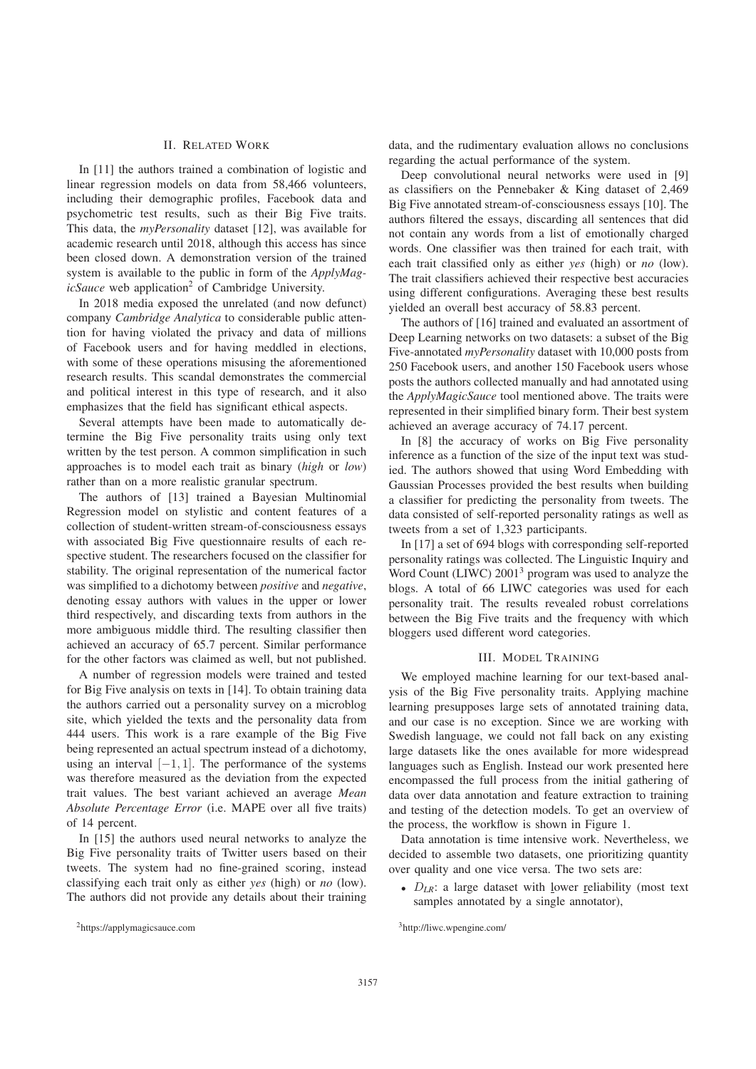## II. Related Work

In [11] the authors trained a combination of logistic and linear regression models on data from 58,466 volunteers, including their demographic profiles, Facebook data and psychometric test results, such as their Big Five traits. This data, the *myPersonality* dataset [12], was available for academic research until 2018, although this access has since been closed down. A demonstration version of the trained system is available to the public in form of the *ApplyMagicSauce* web application[2] of Cambridge University.

In 2018 media exposed the unrelated (and now defunct) company *Cambridge Analytica* to considerable public attention for having violated the privacy and data of millions of Facebook users and for having meddled in elections, with some of these operations misusing the aforementioned research results. This scandal demonstrates the commercial and political interest in this type of research, and it also emphasizes that the field has significant ethical aspects.

Several attempts have been made to automatically determine the Big Five personality traits using only text written by the test person. A common simplification in such approaches is to model each trait as binary (*high* or *low*) rather than on a more realistic granular spectrum.

The authors of [13] trained a Bayesian Multinomial Regression model on stylistic and content features of a collection of student-written stream-of-consciousness essays with associated Big Five questionnaire results of each respective student. The researchers focused on the classifier for stability. The original representation of the numerical factor was simplified to a dichotomy between *positive* and *negative*, denoting essay authors with values in the upper or lower third respectively, and discarding texts from authors in the more ambiguous middle third. The resulting classifier then achieved an accuracy of 65.7 percent. Similar performance for the other factors was claimed as well, but not published.

A number of regression models were trained and tested for Big Five analysis on texts in [14]. To obtain training data the authors carried out a personality survey on a microblog site, which yielded the texts and the personality data from 444 users. This work is a rare example of the Big Five being represented an actual spectrum instead of a dichotomy, using an interval $[-1, 1]$. The performance of the systems was therefore measured as the deviation from the expected trait values. The best variant achieved an average *Mean Absolute Percentage Error* (i.e. MAPE over all five traits) of 14 percent.

In [15] the authors used neural networks to analyze the Big Five personality traits of Twitter users based on their tweets. The system had no fine-grained scoring, instead classifying each trait only as either *yes* (high) or *no* (low). The authors did not provide any details about their training data, and the rudimentary evaluation allows no conclusions regarding the actual performance of the system.

Deep convolutional neural networks were used in [9] as classifiers on the Pennebaker & King dataset of 2,469 Big Five annotated stream-of-consciousness essays [10]. The authors filtered the essays, discarding all sentences that did not contain any words from a list of emotionally charged words. One classifier was then trained for each trait, with each trait classified only as either *yes* (high) or *no* (low). The trait classifiers achieved their respective best accuracies using different configurations. Averaging these best results yielded an overall best accuracy of 58.83 percent.

The authors of [16] trained and evaluated an assortment of Deep Learning networks on two datasets: a subset of the Big Five-annotated *myPersonality* dataset with 10,000 posts from 250 Facebook users, and another 150 Facebook users whose posts the authors collected manually and had annotated using the *ApplyMagicSauce* tool mentioned above. The traits were represented in their simplified binary form. Their best system achieved an average accuracy of 74.17 percent.

In [8] the accuracy of works on Big Five personality inference as a function of the size of the input text was studied. The authors showed that using Word Embedding with Gaussian Processes provided the best results when building a classifier for predicting the personality from tweets. The data consisted of self-reported personality ratings as well as tweets from a set of 1,323 participants.

In [17] a set of 694 blogs with corresponding self-reported personality ratings was collected. The Linguistic Inquiry and Word Count (LIWC) 2001[3] program was used to analyze the blogs. A total of 66 LIWC categories was used for each personality trait. The results revealed robust correlations between the Big Five traits and the frequency with which bloggers used different word categories.

## III. Model Training

We employed machine learning for our text-based analysis of the Big Five personality traits. Applying machine learning presupposes large sets of annotated training data, and our case is no exception. Since we are working with Swedish language, we could not fall back on any existing large datasets like the ones available for more widespread languages such as English. Instead our work presented here encompassed the full process from the initial gathering of data over data annotation and feature extraction to training and testing of the detection models. To get an overview of the process, the workflow is shown in Figure 1.

Data annotation is time intensive work. Nevertheless, we decided to assemble two datasets, one prioritizing quantity over quality and one vice versa. The two sets are:

- $D_{LR}$: a large dataset with lower reliability (most text samples annotated by a single annotator),

[2] https://applymagicsauce.com

[3] http://liwc.wpengine.com/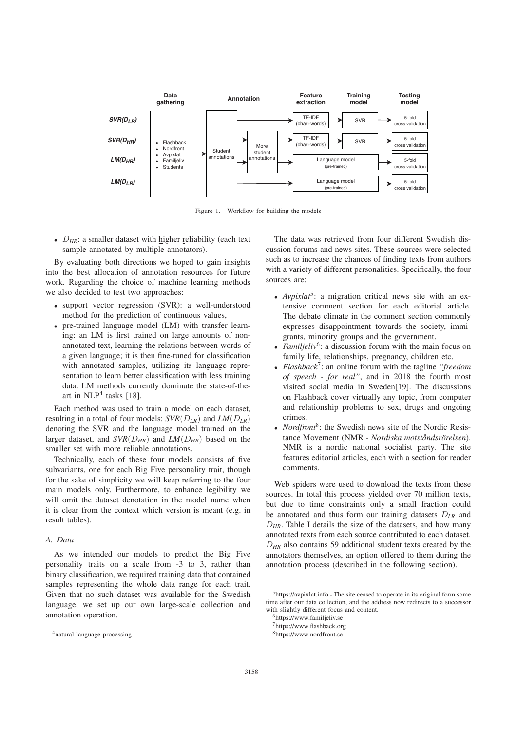Figure 1. Workflow for building the models

- $D_{HR}$: a smaller dataset with higher reliability (each text sample annotated by multiple annotators).

By evaluating both directions we hoped to gain insights into the best allocation of annotation resources for future work. Regarding the choice of machine learning methods we also decided to test two approaches:

- support vector regression (SVR): a well-understood method for the prediction of continuous values,
- pre-trained language model (LM) with transfer learning: an LM is first trained on large amounts of non-annotated text, learning the relations between words of a given language; it is then fine-tuned for classification with annotated samples, utilizing its language representation to learn better classification with less training data. LM methods currently dominate the state-of-the-art in NLP[4] tasks [18].

Each method was used to train a model on each dataset, resulting in a total of four models: *SVR*($D_{LR}$) and *LM*($D_{LR}$) denoting the SVR and the language model trained on the larger dataset, and *SVR*($D_{HR}$) and *LM*($D_{HR}$) based on the smaller set with more reliable annotations.

Technically, each of these four models consists of five subvariants, one for each Big Five personality trait, though for the sake of simplicity we will keep referring to the four main models only. Furthermore, to enhance legibility we will omit the dataset denotation in the model name when it is clear from the context which version is meant (e.g. in result tables).

### *A. Data*

As we intended our models to predict the Big Five personality traits on a scale from -3 to 3, rather than binary classification, we required training data that contained samples representing the whole data range for each trait. Given that no such dataset was available for the Swedish language, we set up our own large-scale collection and annotation operation.

[4]natural language processing

The data was retrieved from four different Swedish discussion forums and news sites. These sources were selected such as to increase the chances of finding texts from authors with a variety of different personalities. Specifically, the four sources are:

- *Avpixlat*[5]: a migration critical news site with an extensive comment section for each editorial article. The debate climate in the comment section commonly expresses disappointment towards the society, immigrants, minority groups and the government.
- *Familjeliv*[6]: a discussion forum with the main focus on family life, relationships, pregnancy, children etc.
- *Flashback*[7]: an online forum with the tagline *"freedom of speech - for real"*, and in 2018 the fourth most visited social media in Sweden[19]. The discussions on Flashback cover virtually any topic, from computer and relationship problems to sex, drugs and ongoing crimes.
- *Nordfront*[8]: the Swedish news site of the Nordic Resistance Movement (NMR - *Nordiska motståndsrörelsen*). NMR is a nordic national socialist party. The site features editorial articles, each with a section for reader comments.

Web spiders were used to download the texts from these sources. In total this process yielded over 70 million texts, but due to time constraints only a small fraction could be annotated and thus form our training datasets $D_{LR}$ and $D_{HR}$. Table I details the size of the datasets, and how many annotated texts from each source contributed to each dataset. $D_{HR}$ also contains 59 additional student texts created by the annotators themselves, an option offered to them during the annotation process (described in the following section).

[5]https://avpixlat.info - The site ceased to operate in its original form some time after our data collection, and the address now redirects to a successor with slightly different focus and content.

[6]https://www.familjeliv.se

[7]https://www.flashback.org

[8]https://www.nordfront.se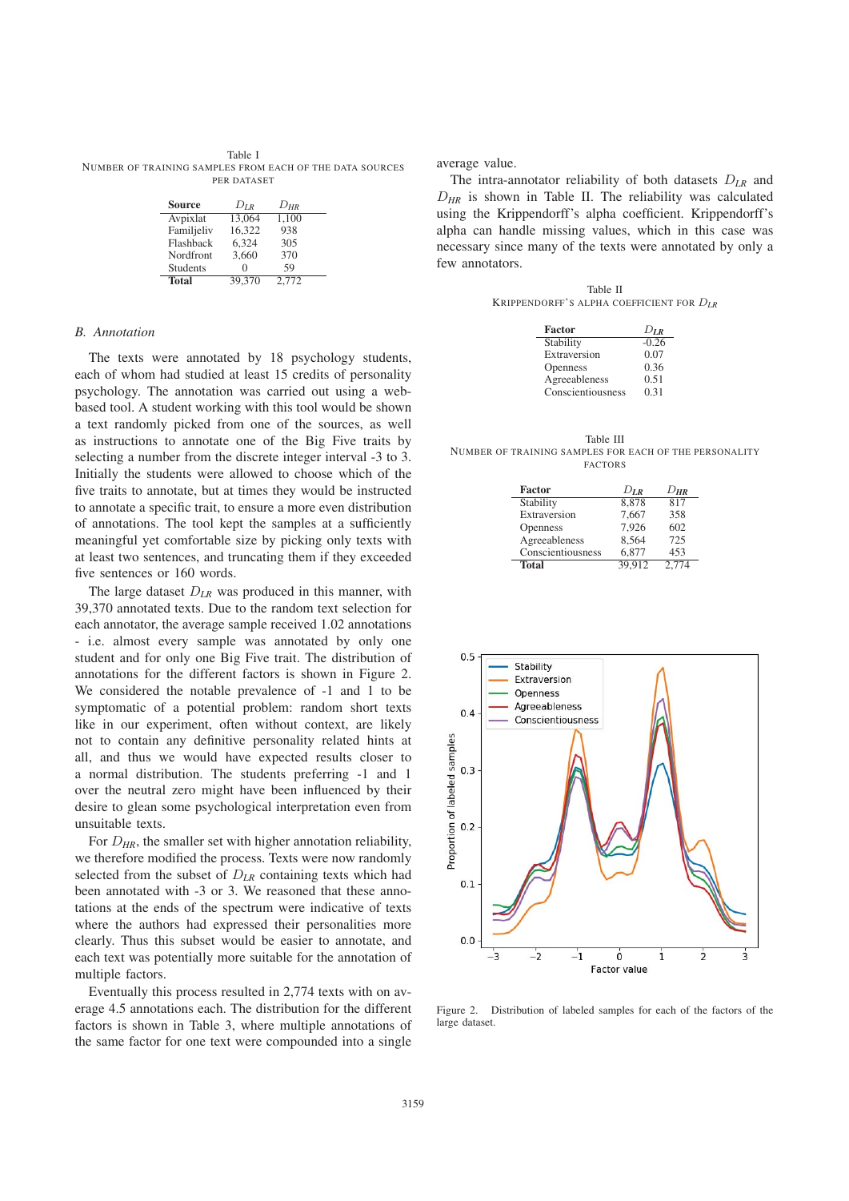Table I
NUMBER OF TRAINING SAMPLES FROM EACH OF THE DATA SOURCES PER DATASET

| Source | $D_{LR}$ | $D_{HR}$ |
|---|---|---|
| Avpixlat | 13,064 | 1,100 |
| Familjeliv | 16,322 | 938 |
| Flashback | 6,324 | 305 |
| Nordfront | 3,660 | 370 |
| Students | 0 | 59 |
| **Total** | 39,370 | 2,772 |

### B. Annotation

The texts were annotated by 18 psychology students, each of whom had studied at least 15 credits of personality psychology. The annotation was carried out using a web-based tool. A student working with this tool would be shown a text randomly picked from one of the sources, as well as instructions to annotate one of the Big Five traits by selecting a number from the discrete integer interval -3 to 3. Initially the students were allowed to choose which of the five traits to annotate, but at times they would be instructed to annotate a specific trait, to ensure a more even distribution of annotations. The tool kept the samples at a sufficiently meaningful yet comfortable size by picking only texts with at least two sentences, and truncating them if they exceeded five sentences or 160 words.

The large dataset $D_{LR}$ was produced in this manner, with 39,370 annotated texts. Due to the random text selection for each annotator, the average sample received 1.02 annotations - i.e. almost every sample was annotated by only one student and for only one Big Five trait. The distribution of annotations for the different factors is shown in Figure 2. We considered the notable prevalence of -1 and 1 to be symptomatic of a potential problem: random short texts like in our experiment, often without context, are likely not to contain any definitive personality related hints at all, and thus we would have expected results closer to a normal distribution. The students preferring -1 and 1 over the neutral zero might have been influenced by their desire to glean some psychological interpretation even from unsuitable texts.

For $D_{HR}$, the smaller set with higher annotation reliability, we therefore modified the process. Texts were now randomly selected from the subset of $D_{LR}$ containing texts which had been annotated with -3 or 3. We reasoned that these annotations at the ends of the spectrum were indicative of texts where the authors had expressed their personalities more clearly. Thus this subset would be easier to annotate, and each text was potentially more suitable for the annotation of multiple factors.

Eventually this process resulted in 2,774 texts with on average 4.5 annotations each. The distribution for the different factors is shown in Table 3, where multiple annotations of the same factor for one text were compounded into a single average value.

The intra-annotator reliability of both datasets $D_{LR}$ and $D_{HR}$ is shown in Table II. The reliability was calculated using the Krippendorff's alpha coefficient. Krippendorff's alpha can handle missing values, which in this case was necessary since many of the texts were annotated by only a few annotators.

Table II
KRIPPENDORFF'S ALPHA COEFFICIENT FOR $D_{LR}$

| Factor | $D_{LR}$ |
|---|---|
| Stability | -0.26 |
| Extraversion | 0.07 |
| Openness | 0.36 |
| Agreeableness | 0.51 |
| Conscientiousness | 0.31 |

Table III
NUMBER OF TRAINING SAMPLES FOR EACH OF THE PERSONALITY FACTORS

| Factor | $D_{LR}$ | $D_{HR}$ |
|---|---|---|
| Stability | 8,878 | 817 |
| Extraversion | 7,667 | 358 |
| Openness | 7,926 | 602 |
| Agreeableness | 8,564 | 725 |
| Conscientiousness | 6,877 | 453 |
| **Total** | 39,912 | 2,774 |

Figure 2. Distribution of labeled samples for each of the factors of the large dataset.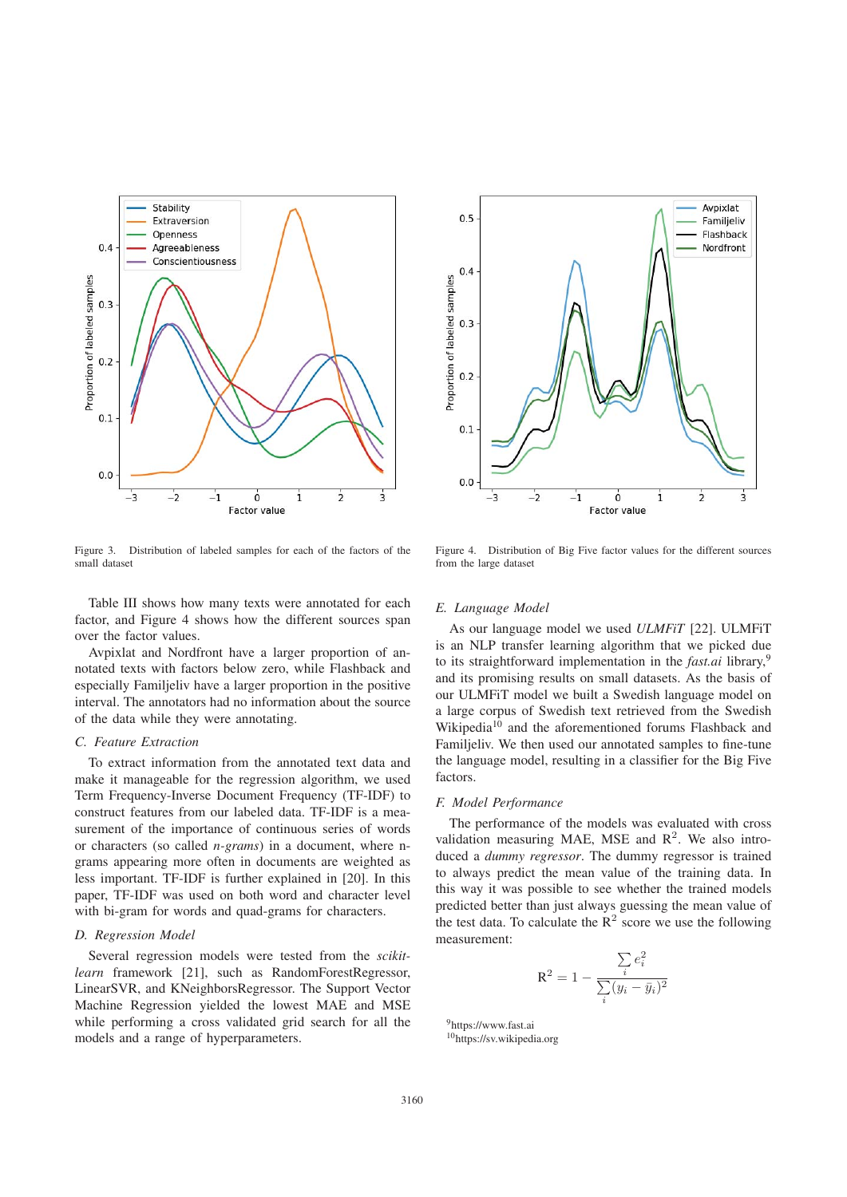Figure 3. Distribution of labeled samples for each of the factors of the small dataset

Figure 4. Distribution of Big Five factor values for the different sources from the large dataset

Table III shows how many texts were annotated for each factor, and Figure 4 shows how the different sources span over the factor values.

Avpixlat and Nordfront have a larger proportion of annotated texts with factors below zero, while Flashback and especially Familjeliv have a larger proportion in the positive interval. The annotators had no information about the source of the data while they were annotating.

### C. Feature Extraction

To extract information from the annotated text data and make it manageable for the regression algorithm, we used Term Frequency-Inverse Document Frequency (TF-IDF) to construct features from our labeled data. TF-IDF is a measurement of the importance of continuous series of words or characters (so called *n-grams*) in a document, where n-grams appearing more often in documents are weighted as less important. TF-IDF is further explained in [20]. In this paper, TF-IDF was used on both word and character level with bi-gram for words and quad-grams for characters.

### D. Regression Model

Several regression models were tested from the *scikit-learn* framework [21], such as RandomForestRegressor, LinearSVR, and KNeighborsRegressor. The Support Vector Machine Regression yielded the lowest MAE and MSE while performing a cross validated grid search for all the models and a range of hyperparameters.

### E. Language Model

As our language model we used *ULMFiT* [22]. ULMFiT is an NLP transfer learning algorithm that we picked due to its straightforward implementation in the *fast.ai* library,[9] and its promising results on small datasets. As the basis of our ULMFiT model we built a Swedish language model on a large corpus of Swedish text retrieved from the Swedish Wikipedia[10] and the aforementioned forums Flashback and Familjeliv. We then used our annotated samples to fine-tune the language model, resulting in a classifier for the Big Five factors.

### F. Model Performance

The performance of the models was evaluated with cross validation measuring MAE, MSE and $R^2$. We also introduced a *dummy regressor*. The dummy regressor is trained to always predict the mean value of the training data. In this way it was possible to see whether the trained models predicted better than just always guessing the mean value of the test data. To calculate the $R^2$ score we use the following measurement:

$$R^2 = 1 - \frac{\sum_i e_i^2}{\sum_i (y_i - \bar{y}_i)^2}$$

[9] https://www.fast.ai

[10] https://sv.wikipedia.org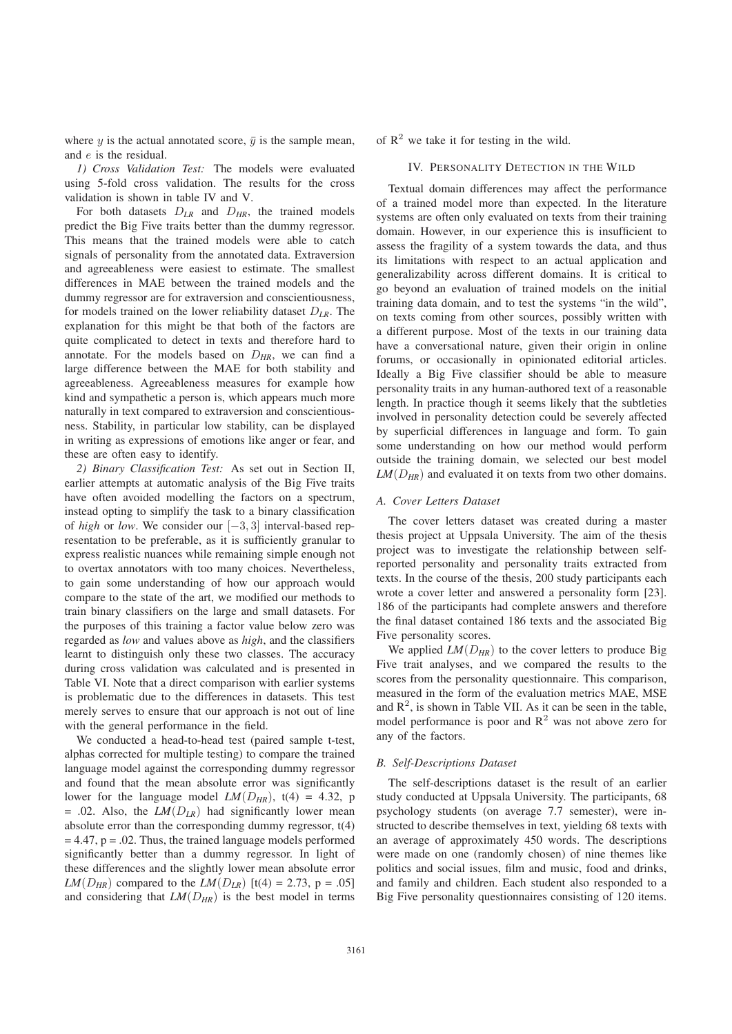where $y$ is the actual annotated score, $\bar{y}$ is the sample mean, and $e$ is the residual.

*1) Cross Validation Test:* The models were evaluated using 5-fold cross validation. The results for the cross validation is shown in table IV and V.

For both datasets $D_{LR}$ and $D_{HR}$, the trained models predict the Big Five traits better than the dummy regressor. This means that the trained models were able to catch signals of personality from the annotated data. Extraversion and agreeableness were easiest to estimate. The smallest differences in MAE between the trained models and the dummy regressor are for extraversion and conscientiousness, for models trained on the lower reliability dataset $D_{LR}$. The explanation for this might be that both of the factors are quite complicated to detect in texts and therefore hard to annotate. For the models based on $D_{HR}$, we can find a large difference between the MAE for both stability and agreeableness. Agreeableness measures for example how kind and sympathetic a person is, which appears much more naturally in text compared to extraversion and conscientiousness. Stability, in particular low stability, can be displayed in writing as expressions of emotions like anger or fear, and these are often easy to identify.

*2) Binary Classification Test:* As set out in Section II, earlier attempts at automatic analysis of the Big Five traits have often avoided modelling the factors on a spectrum, instead opting to simplify the task to a binary classification of *high* or *low*. We consider our $[-3, 3]$ interval-based representation to be preferable, as it is sufficiently granular to express realistic nuances while remaining simple enough not to overtax annotators with too many choices. Nevertheless, to gain some understanding of how our approach would compare to the state of the art, we modified our methods to train binary classifiers on the large and small datasets. For the purposes of this training a factor value below zero was regarded as *low* and values above as *high*, and the classifiers learnt to distinguish only these two classes. The accuracy during cross validation was calculated and is presented in Table VI. Note that a direct comparison with earlier systems is problematic due to the differences in datasets. This test merely serves to ensure that our approach is not out of line with the general performance in the field.

We conducted a head-to-head test (paired sample t-test, alphas corrected for multiple testing) to compare the trained language model against the corresponding dummy regressor and found that the mean absolute error was significantly lower for the language model $LM(D_{HR})$, $t(4) = 4.32$, $p = .02$. Also, the $LM(D_{LR})$ had significantly lower mean absolute error than the corresponding dummy regressor, $t(4) = 4.47$, $p = .02$. Thus, the trained language models performed significantly better than a dummy regressor. In light of these differences and the slightly lower mean absolute error $LM(D_{HR})$ compared to the $LM(D_{LR})$ [$t(4) = 2.73$, $p = .05$] and considering that $LM(D_{HR})$ is the best model in terms of $R^2$ we take it for testing in the wild.

## IV. Personality Detection in the Wild

Textual domain differences may affect the performance of a trained model more than expected. In the literature systems are often only evaluated on texts from their training domain. However, in our experience this is insufficient to assess the fragility of a system towards the data, and thus its limitations with respect to an actual application and generalizability across different domains. It is critical to go beyond an evaluation of trained models on the initial training data domain, and to test the systems "in the wild", on texts coming from other sources, possibly written with a different purpose. Most of the texts in our training data have a conversational nature, given their origin in online forums, or occasionally in opinionated editorial articles. Ideally a Big Five classifier should be able to measure personality traits in any human-authored text of a reasonable length. In practice though it seems likely that the subtleties involved in personality detection could be severely affected by superficial differences in language and form. To gain some understanding on how our method would perform outside the training domain, we selected our best model $LM(D_{HR})$ and evaluated it on texts from two other domains.

### A. Cover Letters Dataset

The cover letters dataset was created during a master thesis project at Uppsala University. The aim of the thesis project was to investigate the relationship between self-reported personality and personality traits extracted from texts. In the course of the thesis, 200 study participants each wrote a cover letter and answered a personality form [23]. 186 of the participants had complete answers and therefore the final dataset contained 186 texts and the associated Big Five personality scores.

We applied $LM(D_{HR})$ to the cover letters to produce Big Five trait analyses, and we compared the results to the scores from the personality questionnaire. This comparison, measured in the form of the evaluation metrics MAE, MSE and $R^2$, is shown in Table VII. As it can be seen in the table, model performance is poor and $R^2$ was not above zero for any of the factors.

### B. Self-Descriptions Dataset

The self-descriptions dataset is the result of an earlier study conducted at Uppsala University. The participants, 68 psychology students (on average 7.7 semester), were instructed to describe themselves in text, yielding 68 texts with an average of approximately 450 words. The descriptions were made on one (randomly chosen) of nine themes like politics and social issues, film and music, food and drinks, and family and children. Each student also responded to a Big Five personality questionnaires consisting of 120 items.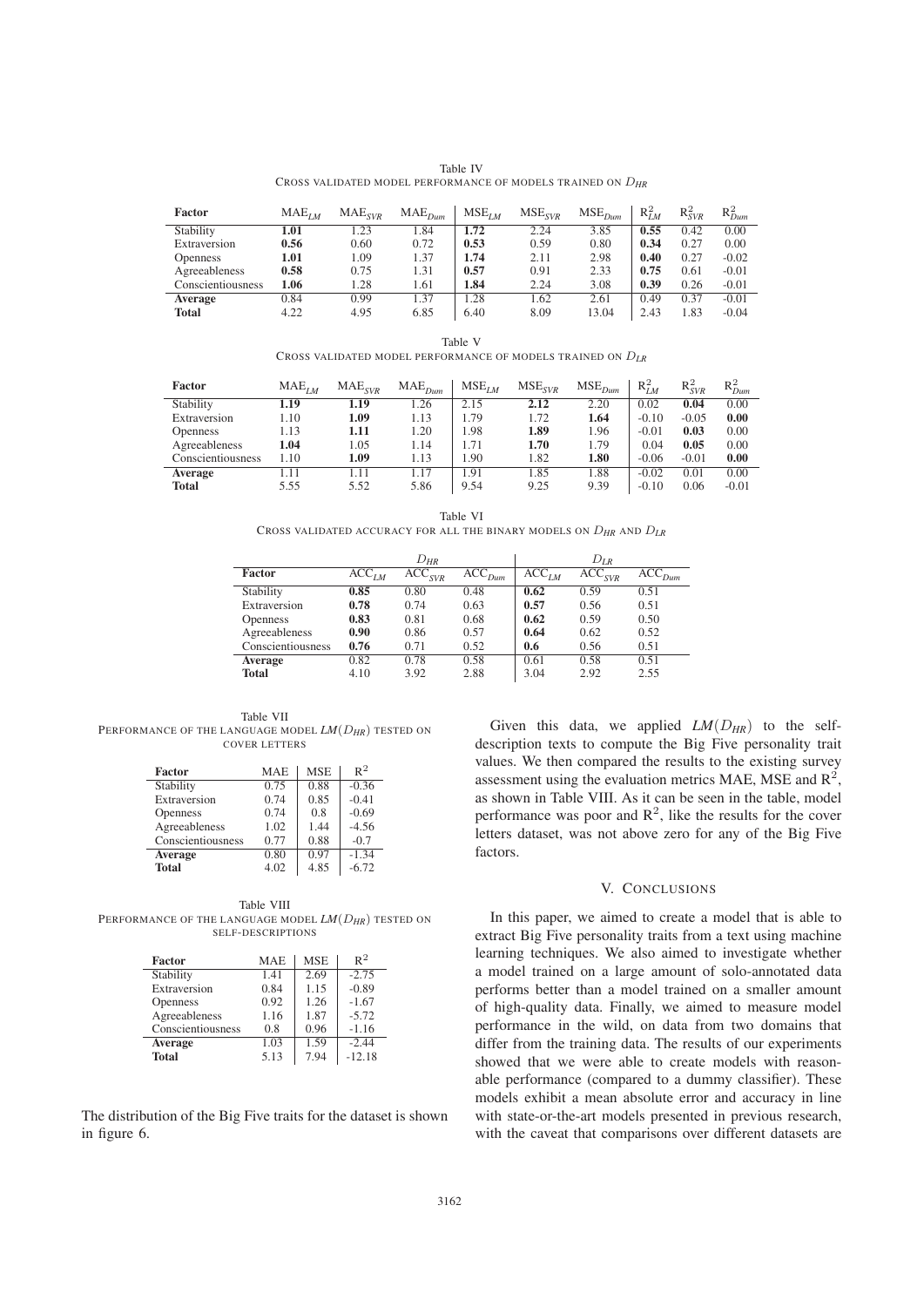Table IV
CROSS VALIDATED MODEL PERFORMANCE OF MODELS TRAINED ON $D_{HR}$

| Factor | $MAE_{LM}$ | $MAE_{SVR}$ | $MAE_{Dum}$ | $MSE_{LM}$ | $MSE_{SVR}$ | $MSE_{Dum}$ | $R^2_{LM}$ | $R^2_{SVR}$ | $R^2_{Dum}$ |
|---|---|---|---|---|---|---|---|---|---|
| Stability | **1.01** | 1.23 | 1.84 | **1.72** | 2.24 | 3.85 | **0.55** | 0.42 | 0.00 |
| Extraversion | **0.56** | 0.60 | 0.72 | **0.53** | 0.59 | 0.80 | **0.34** | 0.27 | 0.00 |
| Openness | **1.01** | 1.09 | 1.37 | **1.74** | 2.11 | 2.98 | **0.40** | 0.27 | -0.02 |
| Agreeableness | **0.58** | 0.75 | 1.31 | **0.57** | 0.91 | 2.33 | **0.75** | 0.61 | -0.01 |
| Conscientiousness | **1.06** | 1.28 | 1.61 | **1.84** | 2.24 | 3.08 | **0.39** | 0.26 | -0.01 |
| **Average** | 0.84 | 0.99 | 1.37 | 1.28 | 1.62 | 2.61 | 0.49 | 0.37 | -0.01 |
| **Total** | 4.22 | 4.95 | 6.85 | 6.40 | 8.09 | 13.04 | 2.43 | 1.83 | -0.04 |

Table V
CROSS VALIDATED MODEL PERFORMANCE OF MODELS TRAINED ON $D_{LR}$

| Factor | $MAE_{LM}$ | $MAE_{SVR}$ | $MAE_{Dum}$ | $MSE_{LM}$ | $MSE_{SVR}$ | $MSE_{Dum}$ | $R^2_{LM}$ | $R^2_{SVR}$ | $R^2_{Dum}$ |
|---|---|---|---|---|---|---|---|---|---|
| Stability | **1.19** | **1.19** | 1.26 | 2.15 | **2.12** | 2.20 | 0.02 | **0.04** | 0.00 |
| Extraversion | 1.10 | **1.09** | 1.13 | 1.79 | 1.72 | **1.64** | -0.10 | -0.05 | **0.00** |
| Openness | 1.13 | **1.11** | 1.20 | 1.98 | **1.89** | 1.96 | -0.01 | **0.03** | 0.00 |
| Agreeableness | **1.04** | 1.05 | 1.14 | 1.71 | **1.70** | 1.79 | 0.04 | **0.05** | 0.00 |
| Conscientiousness | 1.10 | **1.09** | 1.13 | 1.90 | 1.82 | **1.80** | -0.06 | -0.01 | **0.00** |
| **Average** | 1.11 | 1.11 | 1.17 | 1.91 | 1.85 | 1.88 | -0.02 | 0.01 | 0.00 |
| **Total** | 5.55 | 5.52 | 5.86 | 9.54 | 9.25 | 9.39 | -0.10 | 0.06 | -0.01 |

Table VI
CROSS VALIDATED ACCURACY FOR ALL THE BINARY MODELS ON $D_{HR}$ AND $D_{LR}$

| | $D_{HR}$ | | | $D_{LR}$ | | |
|---|---|---|---|---|---|---|
| **Factor** | $ACC_{LM}$ | $ACC_{SVR}$ | $ACC_{Dum}$ | $ACC_{LM}$ | $ACC_{SVR}$ | $ACC_{Dum}$ |
| Stability | **0.85** | 0.80 | 0.48 | **0.62** | 0.59 | 0.51 |
| Extraversion | **0.78** | 0.74 | 0.63 | **0.57** | 0.56 | 0.51 |
| Openness | **0.83** | 0.81 | 0.68 | **0.62** | 0.59 | 0.50 |
| Agreeableness | **0.90** | 0.86 | 0.57 | **0.64** | 0.62 | 0.52 |
| Conscientiousness | **0.76** | 0.71 | 0.52 | **0.6** | 0.56 | 0.51 |
| **Average** | 0.82 | 0.78 | 0.58 | 0.61 | 0.58 | 0.51 |
| **Total** | 4.10 | 3.92 | 2.88 | 3.04 | 2.92 | 2.55 |

Table VII
PERFORMANCE OF THE LANGUAGE MODEL $LM(D_{HR})$ TESTED ON COVER LETTERS

| Factor | MAE | MSE | $R^2$ |
|---|---|---|---|
| Stability | 0.75 | 0.88 | -0.36 |
| Extraversion | 0.74 | 0.85 | -0.41 |
| Openness | 0.74 | 0.8 | -0.69 |
| Agreeableness | 1.02 | 1.44 | -4.56 |
| Conscientiousness | 0.77 | 0.88 | -0.7 |
| **Average** | 0.80 | 0.97 | -1.34 |
| **Total** | 4.02 | 4.85 | -6.72 |

Table VIII
PERFORMANCE OF THE LANGUAGE MODEL $LM(D_{HR})$ TESTED ON SELF-DESCRIPTIONS

| Factor | MAE | MSE | $R^2$ |
|---|---|---|---|
| Stability | 1.41 | 2.69 | -2.75 |
| Extraversion | 0.84 | 1.15 | -0.89 |
| Openness | 0.92 | 1.26 | -1.67 |
| Agreeableness | 1.16 | 1.87 | -5.72 |
| Conscientiousness | 0.8 | 0.96 | -1.16 |
| **Average** | 1.03 | 1.59 | -2.44 |
| **Total** | 5.13 | 7.94 | -12.18 |

The distribution of the Big Five traits for the dataset is shown in figure 6.

Given this data, we applied $LM(D_{HR})$ to the self-description texts to compute the Big Five personality trait values. We then compared the results to the existing survey assessment using the evaluation metrics MAE, MSE and $R^2$, as shown in Table VIII. As it can be seen in the table, model performance was poor and $R^2$, like the results for the cover letters dataset, was not above zero for any of the Big Five factors.

## V. CONCLUSIONS

In this paper, we aimed to create a model that is able to extract Big Five personality traits from a text using machine learning techniques. We also aimed to investigate whether a model trained on a large amount of solo-annotated data performs better than a model trained on a smaller amount of high-quality data. Finally, we aimed to measure model performance in the wild, on data from two domains that differ from the training data. The results of our experiments showed that we were able to create models with reasonable performance (compared to a dummy classifier). These models exhibit a mean absolute error and accuracy in line with state-or-the-art models presented in previous research, with the caveat that comparisons over different datasets are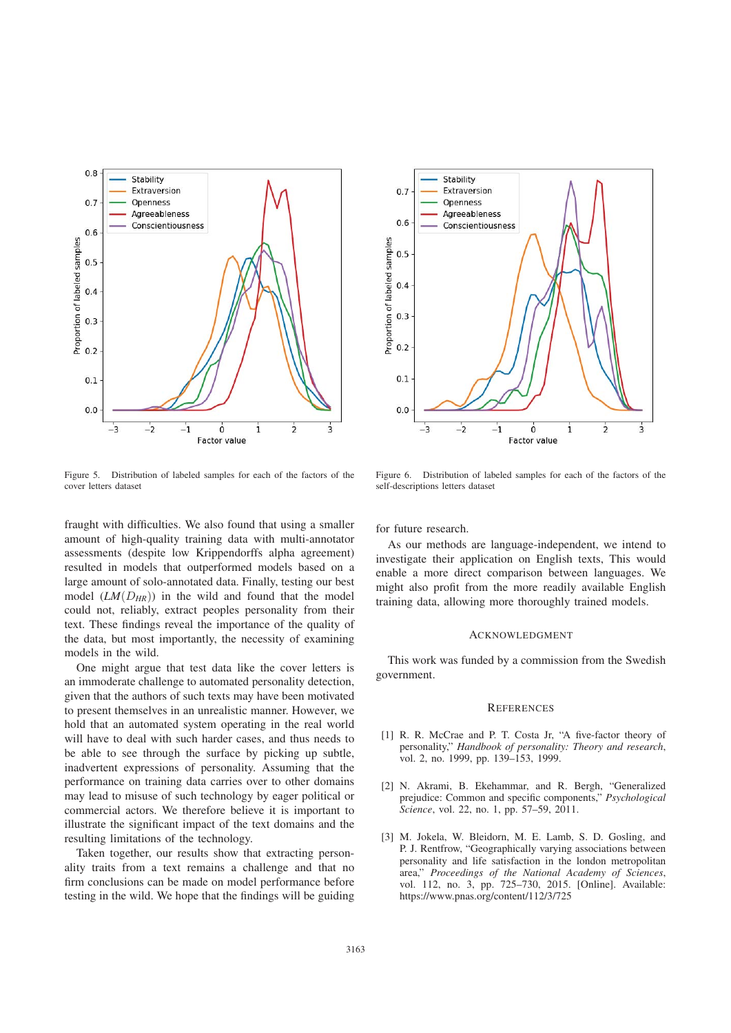Figure 5. Distribution of labeled samples for each of the factors of the cover letters dataset

Figure 6. Distribution of labeled samples for each of the factors of the self-descriptions letters dataset

fraught with difficulties. We also found that using a smaller amount of high-quality training data with multi-annotator assessments (despite low Krippendorffs alpha agreement) resulted in models that outperformed models based on a large amount of solo-annotated data. Finally, testing our best model ($LM(D_{HR})$) in the wild and found that the model could not, reliably, extract peoples personality from their text. These findings reveal the importance of the quality of the data, but most importantly, the necessity of examining models in the wild.

One might argue that test data like the cover letters is an immoderate challenge to automated personality detection, given that the authors of such texts may have been motivated to present themselves in an unrealistic manner. However, we hold that an automated system operating in the real world will have to deal with such harder cases, and thus needs to be able to see through the surface by picking up subtle, inadvertent expressions of personality. Assuming that the performance on training data carries over to other domains may lead to misuse of such technology by eager political or commercial actors. We therefore believe it is important to illustrate the significant impact of the text domains and the resulting limitations of the technology.

Taken together, our results show that extracting personality traits from a text remains a challenge and that no firm conclusions can be made on model performance before testing in the wild. We hope that the findings will be guiding for future research.

As our methods are language-independent, we intend to investigate their application on English texts, This would enable a more direct comparison between languages. We might also profit from the more readily available English training data, allowing more thoroughly trained models.

## Acknowledgment

This work was funded by a commission from the Swedish government.

## References

[1] R. R. McCrae and P. T. Costa Jr, "A five-factor theory of personality," *Handbook of personality: Theory and research*, vol. 2, no. 1999, pp. 139–153, 1999.

[2] N. Akrami, B. Ekehammar, and R. Bergh, "Generalized prejudice: Common and specific components," *Psychological Science*, vol. 22, no. 1, pp. 57–59, 2011.

[3] M. Jokela, W. Bleidorn, M. E. Lamb, S. D. Gosling, and P. J. Rentfrow, "Geographically varying associations between personality and life satisfaction in the london metropolitan area," *Proceedings of the National Academy of Sciences*, vol. 112, no. 3, pp. 725–730, 2015. [Online]. Available: https://www.pnas.org/content/112/3/725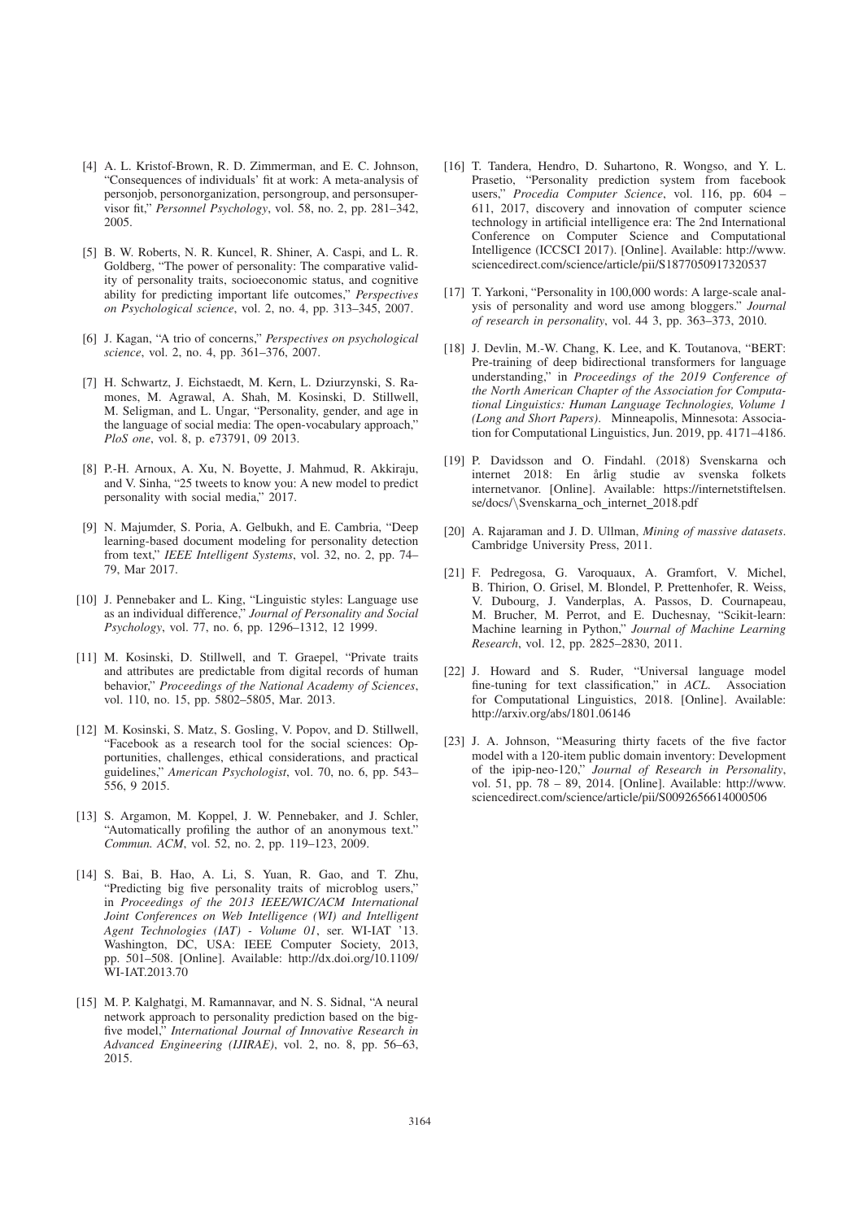[4] A. L. Kristof-Brown, R. D. Zimmerman, and E. C. Johnson, "Consequences of individuals' fit at work: A meta-analysis of personjob, personorganization, persongroup, and personsupervisor fit," *Personnel Psychology*, vol. 58, no. 2, pp. 281–342, 2005.

[5] B. W. Roberts, N. R. Kuncel, R. Shiner, A. Caspi, and L. R. Goldberg, "The power of personality: The comparative validity of personality traits, socioeconomic status, and cognitive ability for predicting important life outcomes," *Perspectives on Psychological science*, vol. 2, no. 4, pp. 313–345, 2007.

[6] J. Kagan, "A trio of concerns," *Perspectives on psychological science*, vol. 2, no. 4, pp. 361–376, 2007.

[7] H. Schwartz, J. Eichstaedt, M. Kern, L. Dziurzynski, S. Ramones, M. Agrawal, A. Shah, M. Kosinski, D. Stillwell, M. Seligman, and L. Ungar, "Personality, gender, and age in the language of social media: The open-vocabulary approach," *PloS one*, vol. 8, p. e73791, 09 2013.

[8] P.-H. Arnoux, A. Xu, N. Boyette, J. Mahmud, R. Akkiraju, and V. Sinha, "25 tweets to know you: A new model to predict personality with social media," 2017.

[9] N. Majumder, S. Poria, A. Gelbukh, and E. Cambria, "Deep learning-based document modeling for personality detection from text," *IEEE Intelligent Systems*, vol. 32, no. 2, pp. 74–79, Mar 2017.

[10] J. Pennebaker and L. King, "Linguistic styles: Language use as an individual difference," *Journal of Personality and Social Psychology*, vol. 77, no. 6, pp. 1296–1312, 12 1999.

[11] M. Kosinski, D. Stillwell, and T. Graepel, "Private traits and attributes are predictable from digital records of human behavior," *Proceedings of the National Academy of Sciences*, vol. 110, no. 15, pp. 5802–5805, Mar. 2013.

[12] M. Kosinski, S. Matz, S. Gosling, V. Popov, and D. Stillwell, "Facebook as a research tool for the social sciences: Opportunities, challenges, ethical considerations, and practical guidelines," *American Psychologist*, vol. 70, no. 6, pp. 543–556, 9 2015.

[13] S. Argamon, M. Koppel, J. W. Pennebaker, and J. Schler, "Automatically profiling the author of an anonymous text." *Commun. ACM*, vol. 52, no. 2, pp. 119–123, 2009.

[14] S. Bai, B. Hao, A. Li, S. Yuan, R. Gao, and T. Zhu, "Predicting big five personality traits of microblog users," in *Proceedings of the 2013 IEEE/WIC/ACM International Joint Conferences on Web Intelligence (WI) and Intelligent Agent Technologies (IAT) - Volume 01*, ser. WI-IAT '13. Washington, DC, USA: IEEE Computer Society, 2013, pp. 501–508. [Online]. Available: http://dx.doi.org/10.1109/WI-IAT.2013.70

[15] M. P. Kalghatgi, M. Ramannavar, and N. S. Sidnal, "A neural network approach to personality prediction based on the big-five model," *International Journal of Innovative Research in Advanced Engineering (IJIRAE)*, vol. 2, no. 8, pp. 56–63, 2015.

[16] T. Tandera, Hendro, D. Suhartono, R. Wongso, and Y. L. Prasetio, "Personality prediction system from facebook users," *Procedia Computer Science*, vol. 116, pp. 604 – 611, 2017, discovery and innovation of computer science technology in artificial intelligence era: The 2nd International Conference on Computer Science and Computational Intelligence (ICCSCI 2017). [Online]. Available: http://www.sciencedirect.com/science/article/pii/S1877050917320537

[17] T. Yarkoni, "Personality in 100,000 words: A large-scale analysis of personality and word use among bloggers." *Journal of research in personality*, vol. 44 3, pp. 363–373, 2010.

[18] J. Devlin, M.-W. Chang, K. Lee, and K. Toutanova, "BERT: Pre-training of deep bidirectional transformers for language understanding," in *Proceedings of the 2019 Conference of the North American Chapter of the Association for Computational Linguistics: Human Language Technologies, Volume 1 (Long and Short Papers)*. Minneapolis, Minnesota: Association for Computational Linguistics, Jun. 2019, pp. 4171–4186.

[19] P. Davidsson and O. Findahl. (2018) Svenskarna och internet 2018: En årlig studie av svenska folkets internetvanor. [Online]. Available: https://internetstiftelsen.se/docs/\Svenskarna_och_internet_2018.pdf

[20] A. Rajaraman and J. D. Ullman, *Mining of massive datasets*. Cambridge University Press, 2011.

[21] F. Pedregosa, G. Varoquaux, A. Gramfort, V. Michel, B. Thirion, O. Grisel, M. Blondel, P. Prettenhofer, R. Weiss, V. Dubourg, J. Vanderplas, A. Passos, D. Cournapeau, M. Brucher, M. Perrot, and E. Duchesnay, "Scikit-learn: Machine learning in Python," *Journal of Machine Learning Research*, vol. 12, pp. 2825–2830, 2011.

[22] J. Howard and S. Ruder, "Universal language model fine-tuning for text classification," in *ACL*. Association for Computational Linguistics, 2018. [Online]. Available: http://arxiv.org/abs/1801.06146

[23] J. A. Johnson, "Measuring thirty facets of the five factor model with a 120-item public domain inventory: Development of the ipip-neo-120," *Journal of Research in Personality*, vol. 51, pp. 78 – 89, 2014. [Online]. Available: http://www.sciencedirect.com/science/article/pii/S0092656614000506